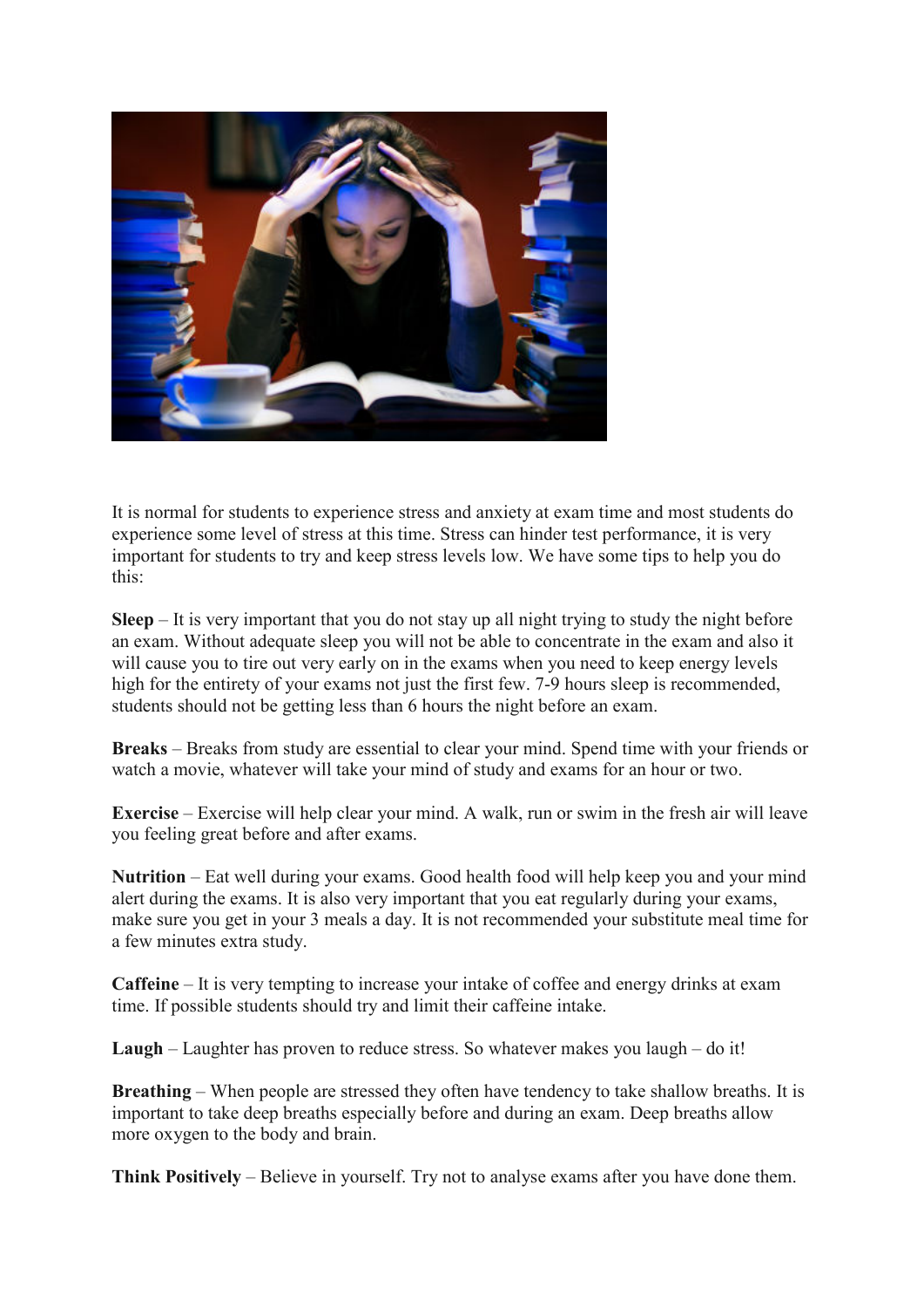It is normal for students to experience stress and anxiety at exam time and most students do experience some level of stress at this time. Stress can hinder test performance, it is very important for students to try and keep stress levels low. We have some tips to help you do this:

**Sleep** – It is very important that you do not stay up all night trying to study the night before an exam. Without adequate sleep you will not be able to concentrate in the exam and also it will cause you to tire out very early on in the exams when you need to keep energy levels high for the entirety of your exams not just the first few. 7-9 hours sleep is recommended, students should not be getting less than 6 hours the night before an exam.

**Breaks** – Breaks from study are essential to clear your mind. Spend time with your friends or watch a movie, whatever will take your mind of study and exams for an hour or two.

**Exercise** – Exercise will help clear your mind. A walk, run or swim in the fresh air will leave you feeling great before and after exams.

**Nutrition** – Eat well during your exams. Good health food will help keep you and your mind alert during the exams. It is also very important that you eat regularly during your exams, make sure you get in your 3 meals a day. It is not recommended your substitute meal time for a few minutes extra study.

**Caffeine** – It is very tempting to increase your intake of coffee and energy drinks at exam time. If possible students should try and limit their caffeine intake.

**Laugh** – Laughter has proven to reduce stress. So whatever makes you laugh – do it!

**Breathing** – When people are stressed they often have tendency to take shallow breaths. It is important to take deep breaths especially before and during an exam. Deep breaths allow more oxygen to the body and brain.

**Think Positively** – Believe in yourself. Try not to analyse exams after you have done them.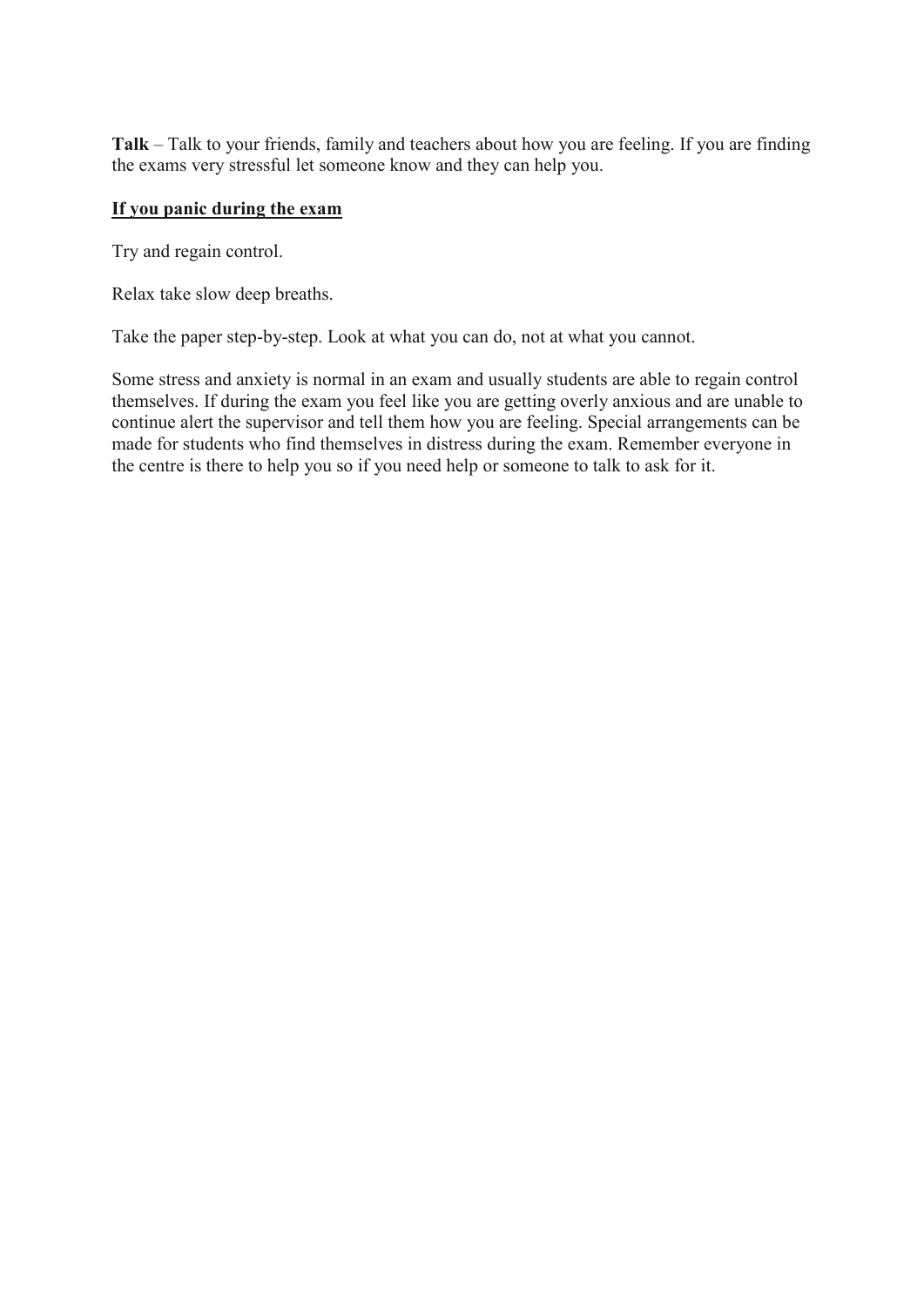**Talk** – Talk to your friends, family and teachers about how you are feeling. If you are finding the exams very stressful let someone know and they can help you.

**<u>If you panic during the exam</u>**

Try and regain control.

Relax take slow deep breaths.

Take the paper step-by-step. Look at what you can do, not at what you cannot.

Some stress and anxiety is normal in an exam and usually students are able to regain control themselves. If during the exam you feel like you are getting overly anxious and are unable to continue alert the supervisor and tell them how you are feeling. Special arrangements can be made for students who find themselves in distress during the exam. Remember everyone in the centre is there to help you so if you need help or someone to talk to ask for it.